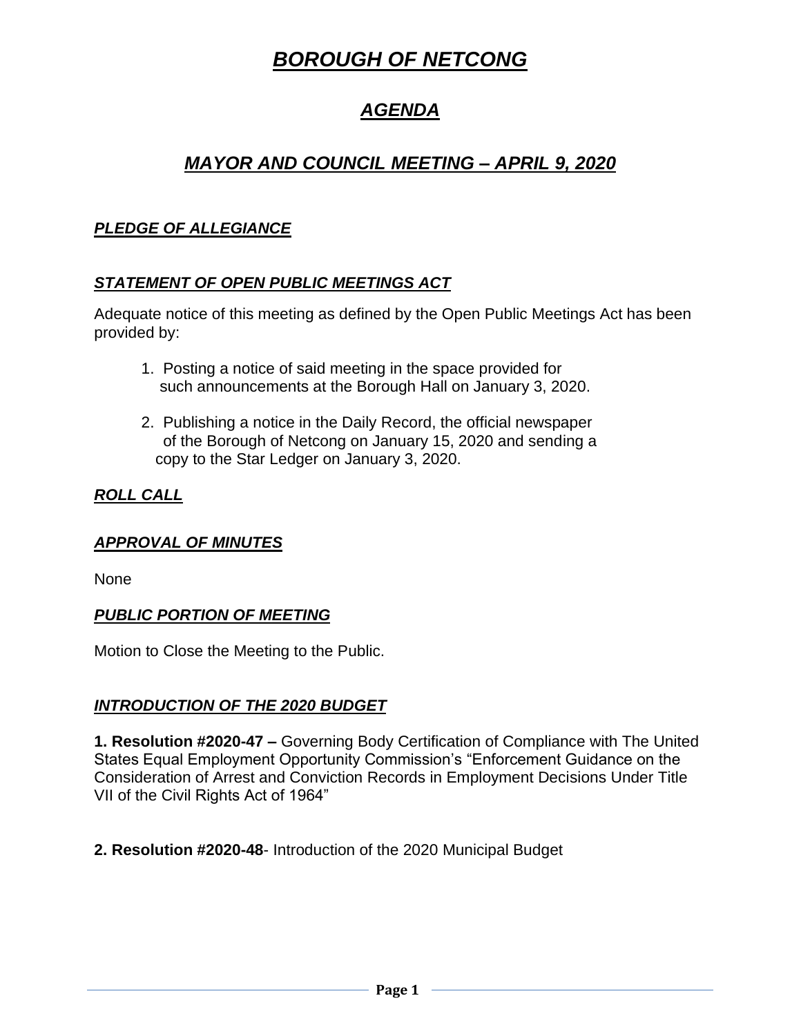# ***BOROUGH OF NETCONG***

## ***AGENDA***

## ***MAYOR AND COUNCIL MEETING – APRIL 9, 2020***

### ***PLEDGE OF ALLEGIANCE***

### ***STATEMENT OF OPEN PUBLIC MEETINGS ACT***

Adequate notice of this meeting as defined by the Open Public Meetings Act has been provided by:

1. Posting a notice of said meeting in the space provided for such announcements at the Borough Hall on January 3, 2020.
2. Publishing a notice in the Daily Record, the official newspaper of the Borough of Netcong on January 15, 2020 and sending a copy to the Star Ledger on January 3, 2020.

### ***ROLL CALL***

### ***APPROVAL OF MINUTES***

None

### ***PUBLIC PORTION OF MEETING***

Motion to Close the Meeting to the Public.

### ***INTRODUCTION OF THE 2020 BUDGET***

**1. Resolution #2020-47 –** Governing Body Certification of Compliance with The United States Equal Employment Opportunity Commission's "Enforcement Guidance on the Consideration of Arrest and Conviction Records in Employment Decisions Under Title VII of the Civil Rights Act of 1964"

**2. Resolution #2020-48**- Introduction of the 2020 Municipal Budget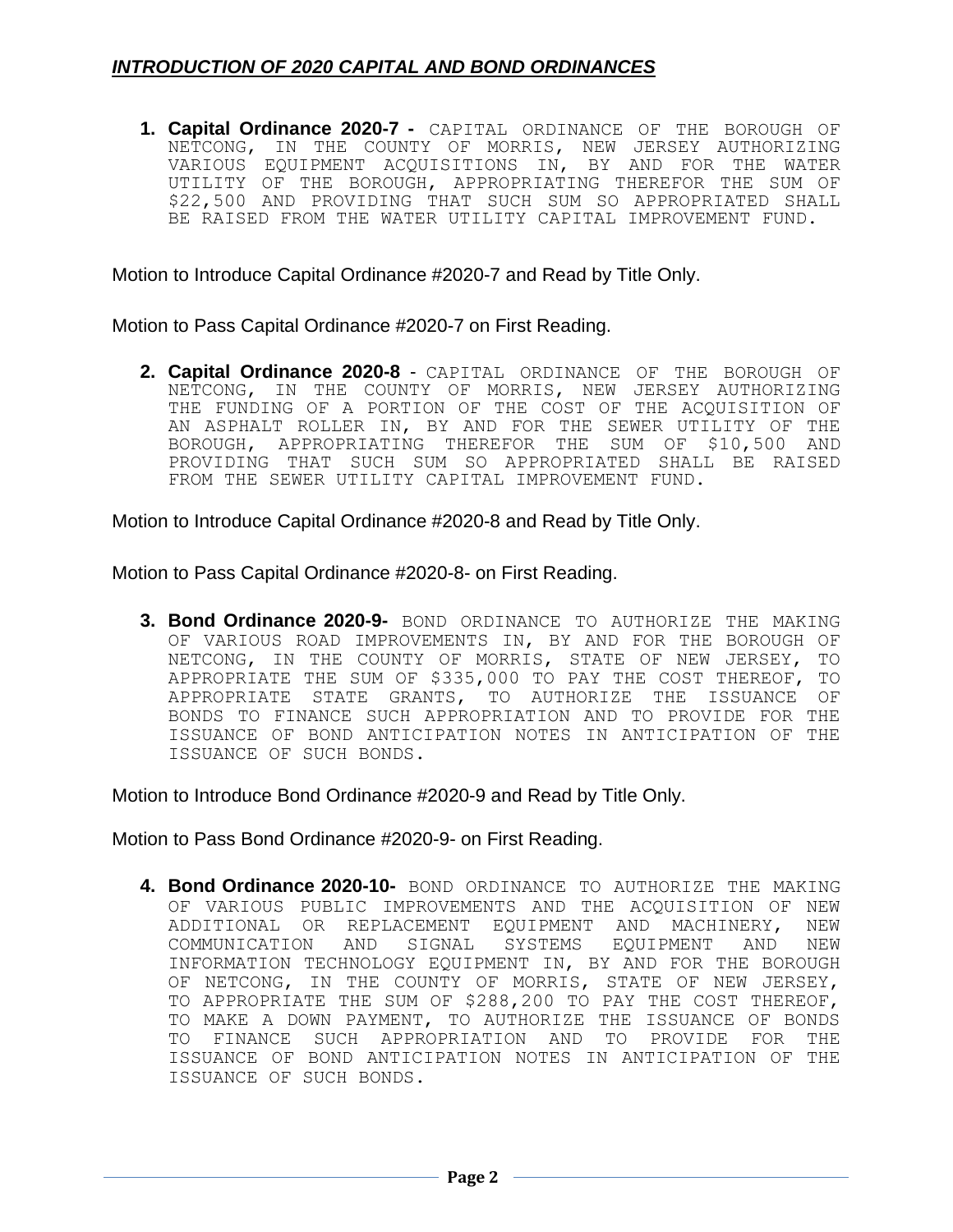## ***INTRODUCTION OF 2020 CAPITAL AND BOND ORDINANCES***

1. **Capital Ordinance 2020-7 -** CAPITAL ORDINANCE OF THE BOROUGH OF NETCONG, IN THE COUNTY OF MORRIS, NEW JERSEY AUTHORIZING VARIOUS EQUIPMENT ACQUISITIONS IN, BY AND FOR THE WATER UTILITY OF THE BOROUGH, APPROPRIATING THEREFOR THE SUM OF $22,500 AND PROVIDING THAT SUCH SUM SO APPROPRIATED SHALL BE RAISED FROM THE WATER UTILITY CAPITAL IMPROVEMENT FUND.

Motion to Introduce Capital Ordinance #2020-7 and Read by Title Only.

Motion to Pass Capital Ordinance #2020-7 on First Reading.

2. **Capital Ordinance 2020-8** - CAPITAL ORDINANCE OF THE BOROUGH OF NETCONG, IN THE COUNTY OF MORRIS, NEW JERSEY AUTHORIZING THE FUNDING OF A PORTION OF THE COST OF THE ACQUISITION OF AN ASPHALT ROLLER IN, BY AND FOR THE SEWER UTILITY OF THE BOROUGH, APPROPRIATING THEREFOR THE SUM OF $10,500 AND PROVIDING THAT SUCH SUM SO APPROPRIATED SHALL BE RAISED FROM THE SEWER UTILITY CAPITAL IMPROVEMENT FUND.

Motion to Introduce Capital Ordinance #2020-8 and Read by Title Only.

Motion to Pass Capital Ordinance #2020-8- on First Reading.

3. **Bond Ordinance 2020-9-** BOND ORDINANCE TO AUTHORIZE THE MAKING OF VARIOUS ROAD IMPROVEMENTS IN, BY AND FOR THE BOROUGH OF NETCONG, IN THE COUNTY OF MORRIS, STATE OF NEW JERSEY, TO APPROPRIATE THE SUM OF $335,000 TO PAY THE COST THEREOF, TO APPROPRIATE STATE GRANTS, TO AUTHORIZE THE ISSUANCE OF BONDS TO FINANCE SUCH APPROPRIATION AND TO PROVIDE FOR THE ISSUANCE OF BOND ANTICIPATION NOTES IN ANTICIPATION OF THE ISSUANCE OF SUCH BONDS.

Motion to Introduce Bond Ordinance #2020-9 and Read by Title Only.

Motion to Pass Bond Ordinance #2020-9- on First Reading.

4. **Bond Ordinance 2020-10-** BOND ORDINANCE TO AUTHORIZE THE MAKING OF VARIOUS PUBLIC IMPROVEMENTS AND THE ACQUISITION OF NEW ADDITIONAL OR REPLACEMENT EQUIPMENT AND MACHINERY, NEW COMMUNICATION AND SIGNAL SYSTEMS EQUIPMENT AND NEW INFORMATION TECHNOLOGY EQUIPMENT IN, BY AND FOR THE BOROUGH OF NETCONG, IN THE COUNTY OF MORRIS, STATE OF NEW JERSEY, TO APPROPRIATE THE SUM OF $288,200 TO PAY THE COST THEREOF, TO MAKE A DOWN PAYMENT, TO AUTHORIZE THE ISSUANCE OF BONDS TO FINANCE SUCH APPROPRIATION AND TO PROVIDE FOR THE ISSUANCE OF BOND ANTICIPATION NOTES IN ANTICIPATION OF THE ISSUANCE OF SUCH BONDS.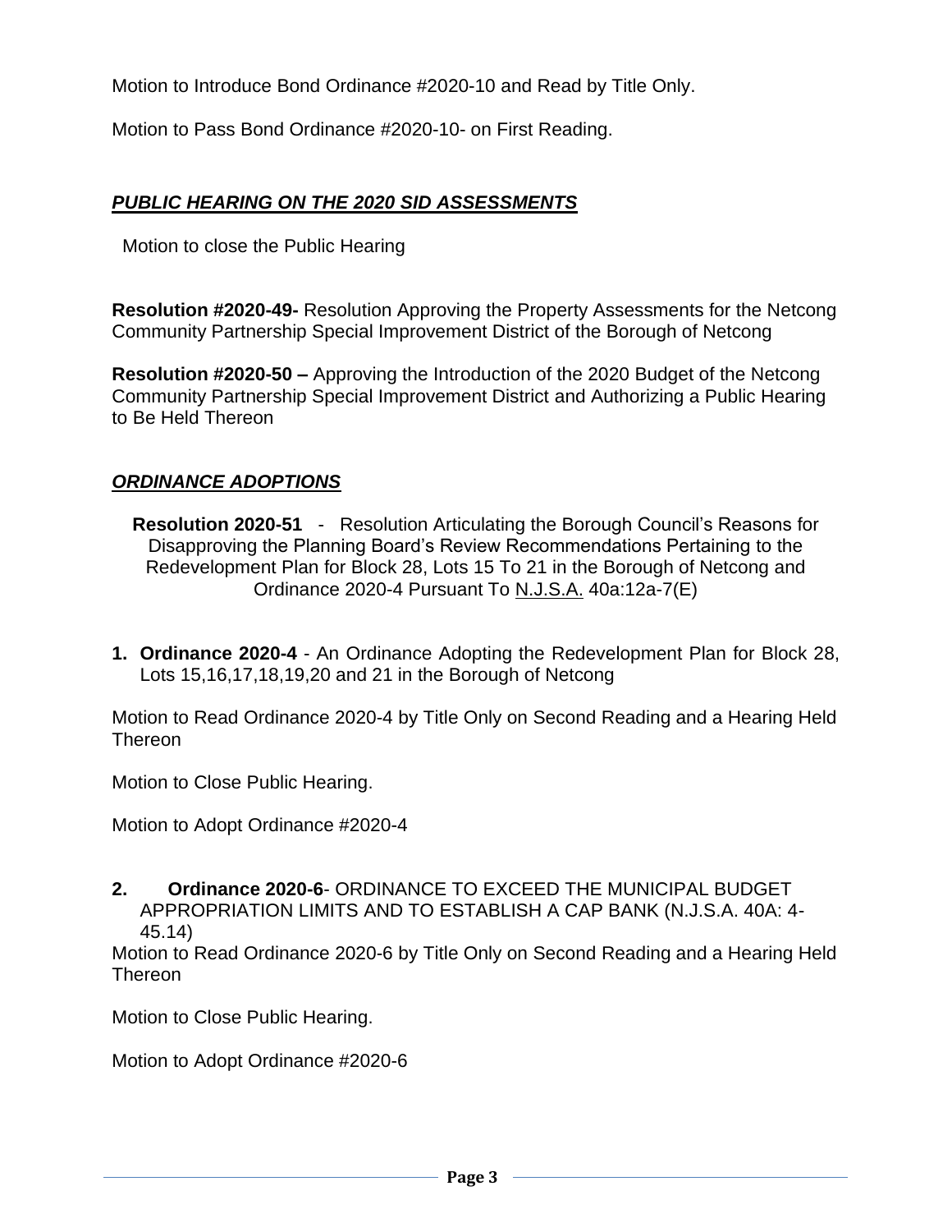Motion to Introduce Bond Ordinance #2020-10 and Read by Title Only.

Motion to Pass Bond Ordinance #2020-10- on First Reading.

## ***PUBLIC HEARING ON THE 2020 SID ASSESSMENTS***

Motion to close the Public Hearing

**Resolution #2020-49-** Resolution Approving the Property Assessments for the Netcong Community Partnership Special Improvement District of the Borough of Netcong

**Resolution #2020-50 –** Approving the Introduction of the 2020 Budget of the Netcong Community Partnership Special Improvement District and Authorizing a Public Hearing to Be Held Thereon

## ***ORDINANCE ADOPTIONS***

**Resolution 2020-51** - Resolution Articulating the Borough Council's Reasons for Disapproving the Planning Board's Review Recommendations Pertaining to the Redevelopment Plan for Block 28, Lots 15 To 21 in the Borough of Netcong and Ordinance 2020-4 Pursuant To N.J.S.A. 40a:12a-7(E)

1. **Ordinance 2020-4** - An Ordinance Adopting the Redevelopment Plan for Block 28, Lots 15,16,17,18,19,20 and 21 in the Borough of Netcong

Motion to Read Ordinance 2020-4 by Title Only on Second Reading and a Hearing Held Thereon

Motion to Close Public Hearing.

Motion to Adopt Ordinance #2020-4

2. **Ordinance 2020-6**- ORDINANCE TO EXCEED THE MUNICIPAL BUDGET APPROPRIATION LIMITS AND TO ESTABLISH A CAP BANK (N.J.S.A. 40A: 4-45.14)

Motion to Read Ordinance 2020-6 by Title Only on Second Reading and a Hearing Held Thereon

Motion to Close Public Hearing.

Motion to Adopt Ordinance #2020-6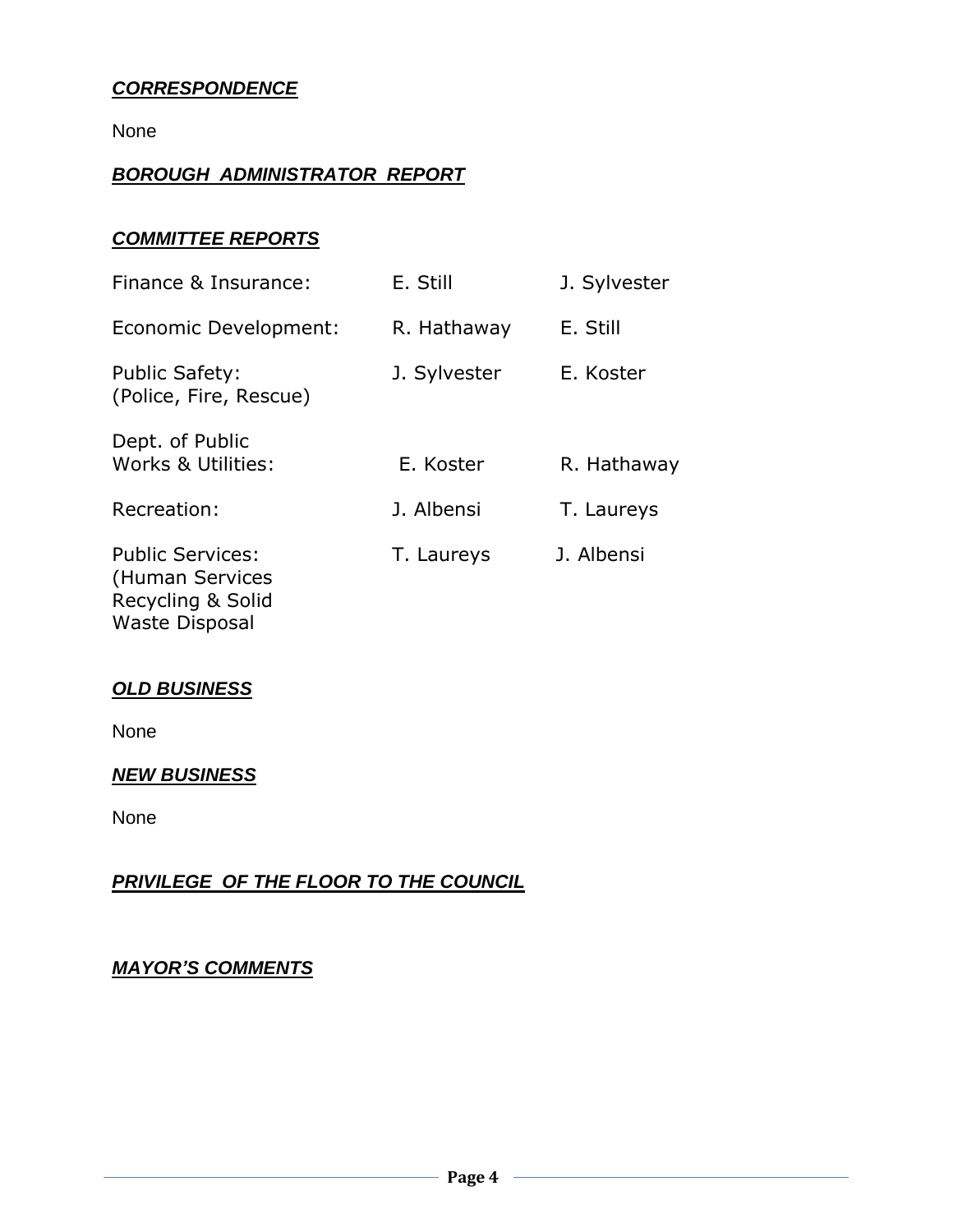***CORRESPONDENCE***

None

***BOROUGH ADMINISTRATOR REPORT***

***COMMITTEE REPORTS***

| | | |
|---|---|---|
| Finance & Insurance: | E. Still | J. Sylvester |
| Economic Development: | R. Hathaway | E. Still |
| Public Safety: (Police, Fire, Rescue) | J. Sylvester | E. Koster |
| Dept. of Public Works & Utilities: | E. Koster | R. Hathaway |
| Recreation: | J. Albensi | T. Laureys |
| Public Services: (Human Services Recycling & Solid Waste Disposal | T. Laureys | J. Albensi |

***OLD BUSINESS***

None

***NEW BUSINESS***

None

***PRIVILEGE OF THE FLOOR TO THE COUNCIL***

***MAYOR'S COMMENTS***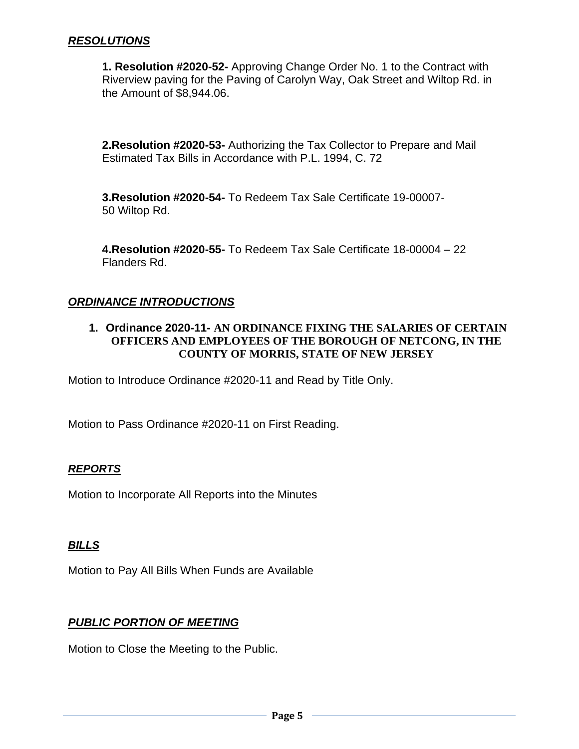## ***RESOLUTIONS***

**1. Resolution #2020-52-** Approving Change Order No. 1 to the Contract with Riverview paving for the Paving of Carolyn Way, Oak Street and Wiltop Rd. in the Amount of $8,944.06.

**2.Resolution #2020-53-** Authorizing the Tax Collector to Prepare and Mail Estimated Tax Bills in Accordance with P.L. 1994, C. 72

**3.Resolution #2020-54-** To Redeem Tax Sale Certificate 19-00007-
50 Wiltop Rd.

**4.Resolution #2020-55-** To Redeem Tax Sale Certificate 18-00004 – 22 Flanders Rd.

## ***ORDINANCE INTRODUCTIONS***

1. **Ordinance 2020-11- AN ORDINANCE FIXING THE SALARIES OF CERTAIN OFFICERS AND EMPLOYEES OF THE BOROUGH OF NETCONG, IN THE COUNTY OF MORRIS, STATE OF NEW JERSEY**

Motion to Introduce Ordinance #2020-11 and Read by Title Only.

Motion to Pass Ordinance #2020-11 on First Reading.

## ***REPORTS***

Motion to Incorporate All Reports into the Minutes

## ***BILLS***

Motion to Pay All Bills When Funds are Available

## ***PUBLIC PORTION OF MEETING***

Motion to Close the Meeting to the Public.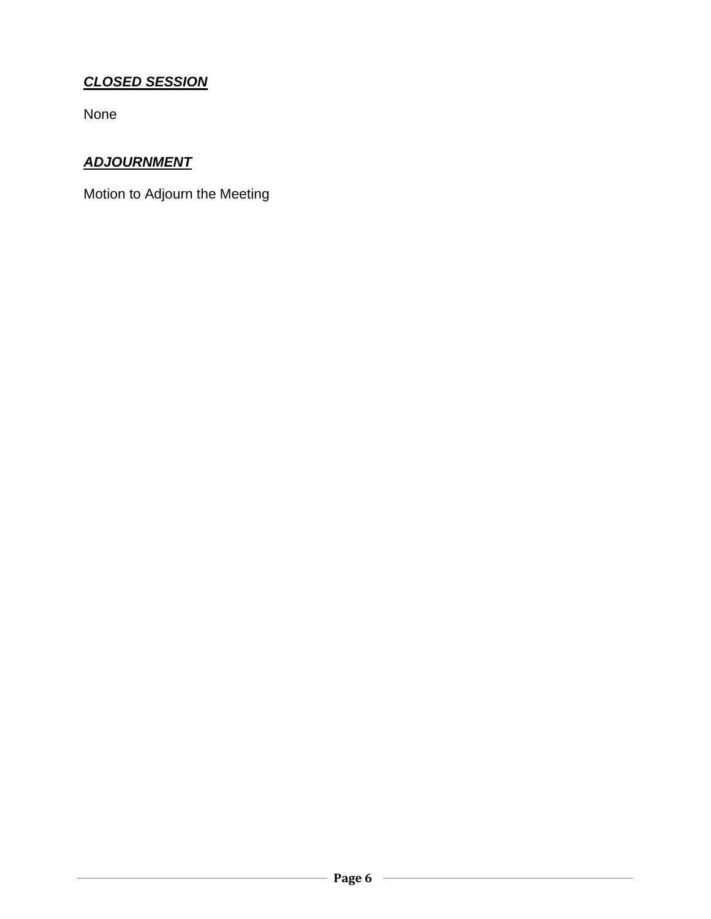***CLOSED SESSION***

None

***ADJOURNMENT***

Motion to Adjourn the Meeting